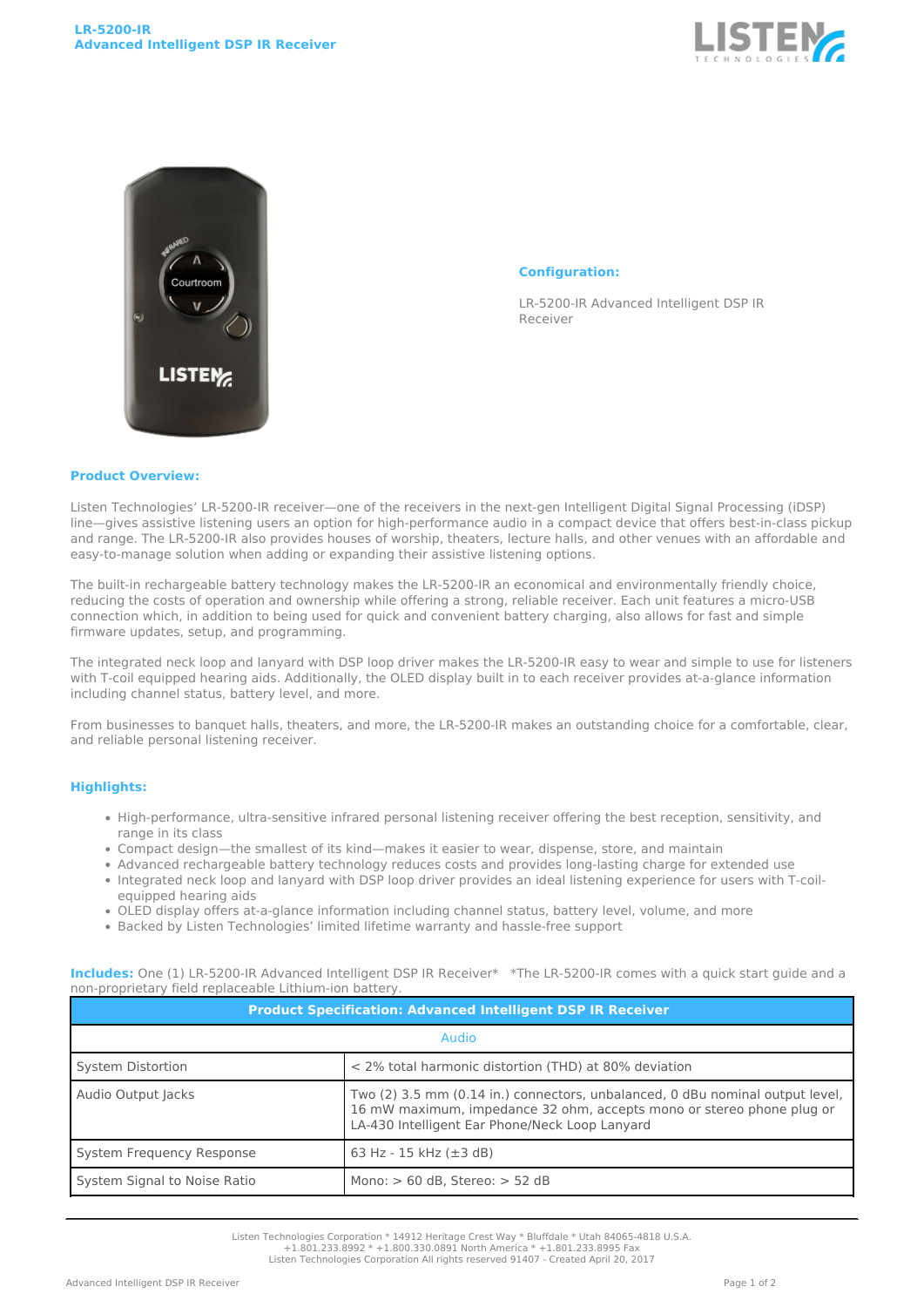# LR-5200-IR
## Advanced Intelligent DSP IR Receiver

### Configuration:

LR-5200-IR Advanced Intelligent DSP IR Receiver

### Product Overview:

Listen Technologies' LR-5200-IR receiver—one of the receivers in the next-gen Intelligent Digital Signal Processing (iDSP) line—gives assistive listening users an option for high-performance audio in a compact device that offers best-in-class pickup and range. The LR-5200-IR also provides houses of worship, theaters, lecture halls, and other venues with an affordable and easy-to-manage solution when adding or expanding their assistive listening options.

The built-in rechargeable battery technology makes the LR-5200-IR an economical and environmentally friendly choice, reducing the costs of operation and ownership while offering a strong, reliable receiver. Each unit features a micro-USB connection which, in addition to being used for quick and convenient battery charging, also allows for fast and simple firmware updates, setup, and programming.

The integrated neck loop and lanyard with DSP loop driver makes the LR-5200-IR easy to wear and simple to use for listeners with T-coil equipped hearing aids. Additionally, the OLED display built in to each receiver provides at-a-glance information including channel status, battery level, and more.

From businesses to banquet halls, theaters, and more, the LR-5200-IR makes an outstanding choice for a comfortable, clear, and reliable personal listening receiver.

### Highlights:

- High-performance, ultra-sensitive infrared personal listening receiver offering the best reception, sensitivity, and range in its class
- Compact design—the smallest of its kind—makes it easier to wear, dispense, store, and maintain
- Advanced rechargeable battery technology reduces costs and provides long-lasting charge for extended use
- Integrated neck loop and lanyard with DSP loop driver provides an ideal listening experience for users with T-coil-equipped hearing aids
- OLED display offers at-a-glance information including channel status, battery level, volume, and more
- Backed by Listen Technologies' limited lifetime warranty and hassle-free support

**Includes:** One (1) LR-5200-IR Advanced Intelligent DSP IR Receiver* *The LR-5200-IR comes with a quick start guide and a non-proprietary field replaceable Lithium-ion battery.

| Product Specification: Advanced Intelligent DSP IR Receiver | |
|---|---|
| Audio | |
| System Distortion | < 2% total harmonic distortion (THD) at 80% deviation |
| Audio Output Jacks | Two (2) 3.5 mm (0.14 in.) connectors, unbalanced, 0 dBu nominal output level, 16 mW maximum, impedance 32 ohm, accepts mono or stereo phone plug or LA-430 Intelligent Ear Phone/Neck Loop Lanyard |
| System Frequency Response | 63 Hz - 15 kHz (±3 dB) |
| System Signal to Noise Ratio | Mono: > 60 dB, Stereo: > 52 dB |

Listen Technologies Corporation * 14912 Heritage Crest Way * Bluffdale * Utah 84065-4818 U.S.A.
+1.801.233.8992 * +1.800.330.0891 North America * +1.801.233.8995 Fax
Listen Technologies Corporation All rights reserved 91407 - Created April 20, 2017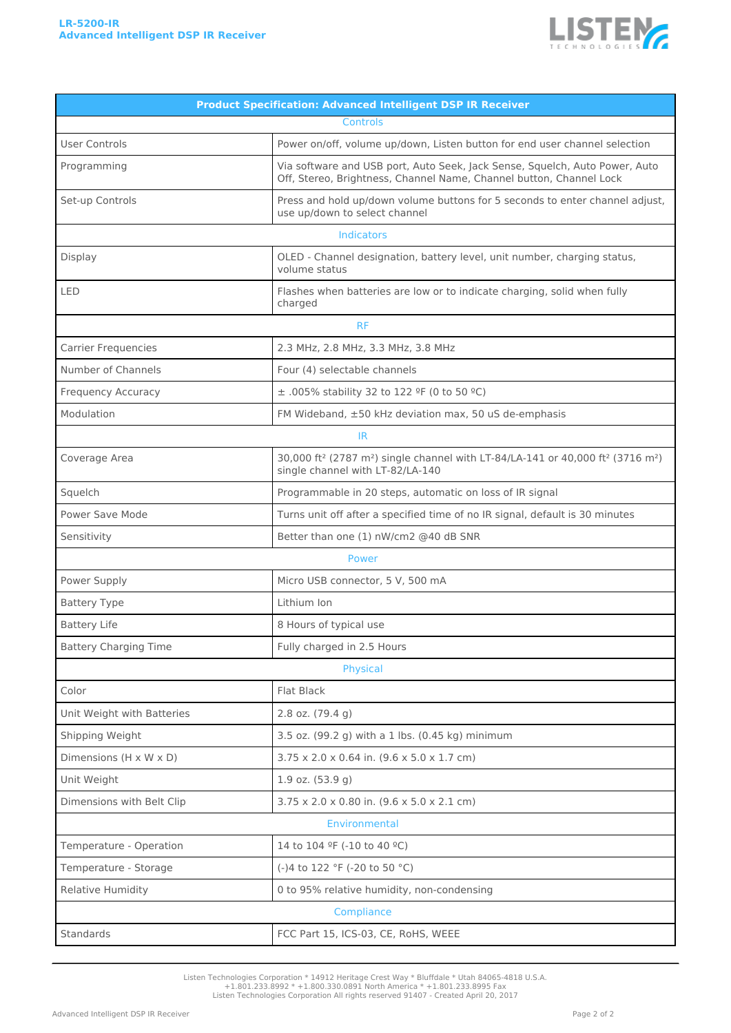LR-5200-IR
Advanced Intelligent DSP IR Receiver

| Product Specification: Advanced Intelligent DSP IR Receiver | |
|---|---|
| **Controls** | |
| User Controls | Power on/off, volume up/down, Listen button for end user channel selection |
| Programming | Via software and USB port, Auto Seek, Jack Sense, Squelch, Auto Power, Auto Off, Stereo, Brightness, Channel Name, Channel button, Channel Lock |
| Set-up Controls | Press and hold up/down volume buttons for 5 seconds to enter channel adjust, use up/down to select channel |
| **Indicators** | |
| Display | OLED - Channel designation, battery level, unit number, charging status, volume status |
| LED | Flashes when batteries are low or to indicate charging, solid when fully charged |
| **RF** | |
| Carrier Frequencies | 2.3 MHz, 2.8 MHz, 3.3 MHz, 3.8 MHz |
| Number of Channels | Four (4) selectable channels |
| Frequency Accuracy | ± .005% stability 32 to 122 ºF (0 to 50 ºC) |
| Modulation | FM Wideband, ±50 kHz deviation max, 50 uS de-emphasis |
| **IR** | |
| Coverage Area | 30,000 ft² (2787 m²) single channel with LT-84/LA-141 or 40,000 ft² (3716 m²) single channel with LT-82/LA-140 |
| Squelch | Programmable in 20 steps, automatic on loss of IR signal |
| Power Save Mode | Turns unit off after a specified time of no IR signal, default is 30 minutes |
| Sensitivity | Better than one (1) nW/cm2 @40 dB SNR |
| **Power** | |
| Power Supply | Micro USB connector, 5 V, 500 mA |
| Battery Type | Lithium Ion |
| Battery Life | 8 Hours of typical use |
| Battery Charging Time | Fully charged in 2.5 Hours |
| **Physical** | |
| Color | Flat Black |
| Unit Weight with Batteries | 2.8 oz. (79.4 g) |
| Shipping Weight | 3.5 oz. (99.2 g) with a 1 lbs. (0.45 kg) minimum |
| Dimensions (H x W x D) | 3.75 x 2.0 x 0.64 in. (9.6 x 5.0 x 1.7 cm) |
| Unit Weight | 1.9 oz. (53.9 g) |
| Dimensions with Belt Clip | 3.75 x 2.0 x 0.80 in. (9.6 x 5.0 x 2.1 cm) |
| **Environmental** | |
| Temperature - Operation | 14 to 104 ºF (-10 to 40 ºC) |
| Temperature - Storage | (-)4 to 122 °F (-20 to 50 °C) |
| Relative Humidity | 0 to 95% relative humidity, non-condensing |
| **Compliance** | |
| Standards | FCC Part 15, ICS-03, CE, RoHS, WEEE |

Listen Technologies Corporation * 14912 Heritage Crest Way * Bluffdale * Utah 84065-4818 U.S.A.
+1.801.233.8992 * +1.800.330.0891 North America * +1.801.233.8995 Fax
Listen Technologies Corporation All rights reserved 91407 - Created April 20, 2017